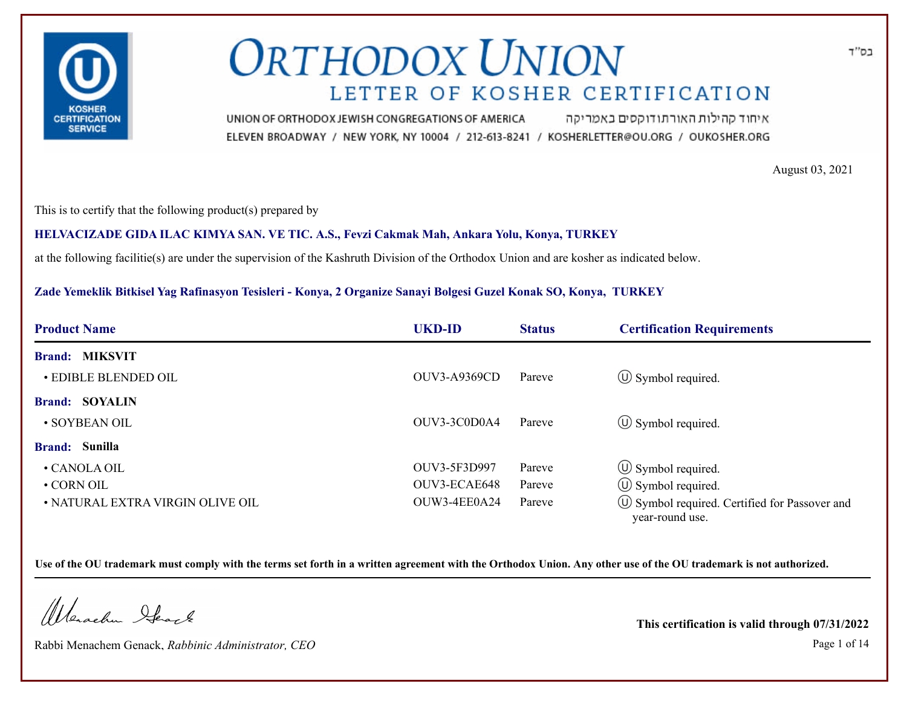# ORTHODOX UNION

## LETTER OF KOSHER CERTIFICATION

UNION OF ORTHODOX JEWISH CONGREGATIONS OF AMERICA איחוד קהילות האורתודוקסים באמריקה

ELEVEN BROADWAY / NEW YORK, NY 10004 / 212-613-8241 / KOSHERLETTER@OU.ORG / OUKOSHER.ORG

בס"ד

August 03, 2021

This is to certify that the following product(s) prepared by

**HELVACIZADE GIDA ILAC KIMYA SAN. VE TIC. A.S., Fevzi Cakmak Mah, Ankara Yolu, Konya, TURKEY**

at the following facilitie(s) are under the supervision of the Kashruth Division of the Orthodox Union and are kosher as indicated below.

**Zade Yemeklik Bitkisel Yag Rafinasyon Tesisleri - Konya, 2 Organize Sanayi Bolgesi Guzel Konak SO, Konya, TURKEY**

| Product Name | UKD-ID | Status | Certification Requirements |
|---|---|---|---|
| **Brand: MIKSVIT** | | | |
| • EDIBLE BLENDED OIL | OUV3-A9369CD | Pareve | Ⓤ Symbol required. |
| **Brand: SOYALIN** | | | |
| • SOYBEAN OIL | OUV3-3C0D0A4 | Pareve | Ⓤ Symbol required. |
| **Brand: Sunilla** | | | |
| • CANOLA OIL | OUV3-5F3D997 | Pareve | Ⓤ Symbol required. |
| • CORN OIL | OUV3-ECAE648 | Pareve | Ⓤ Symbol required. |
| • NATURAL EXTRA VIRGIN OLIVE OIL | OUW3-4EE0A24 | Pareve | Ⓤ Symbol required. Certified for Passover and year-round use. |

**Use of the OU trademark must comply with the terms set forth in a written agreement with the Orthodox Union. Any other use of the OU trademark is not authorized.**

Rabbi Menachem Genack, *Rabbinic Administrator, CEO*

**This certification is valid through 07/31/2022**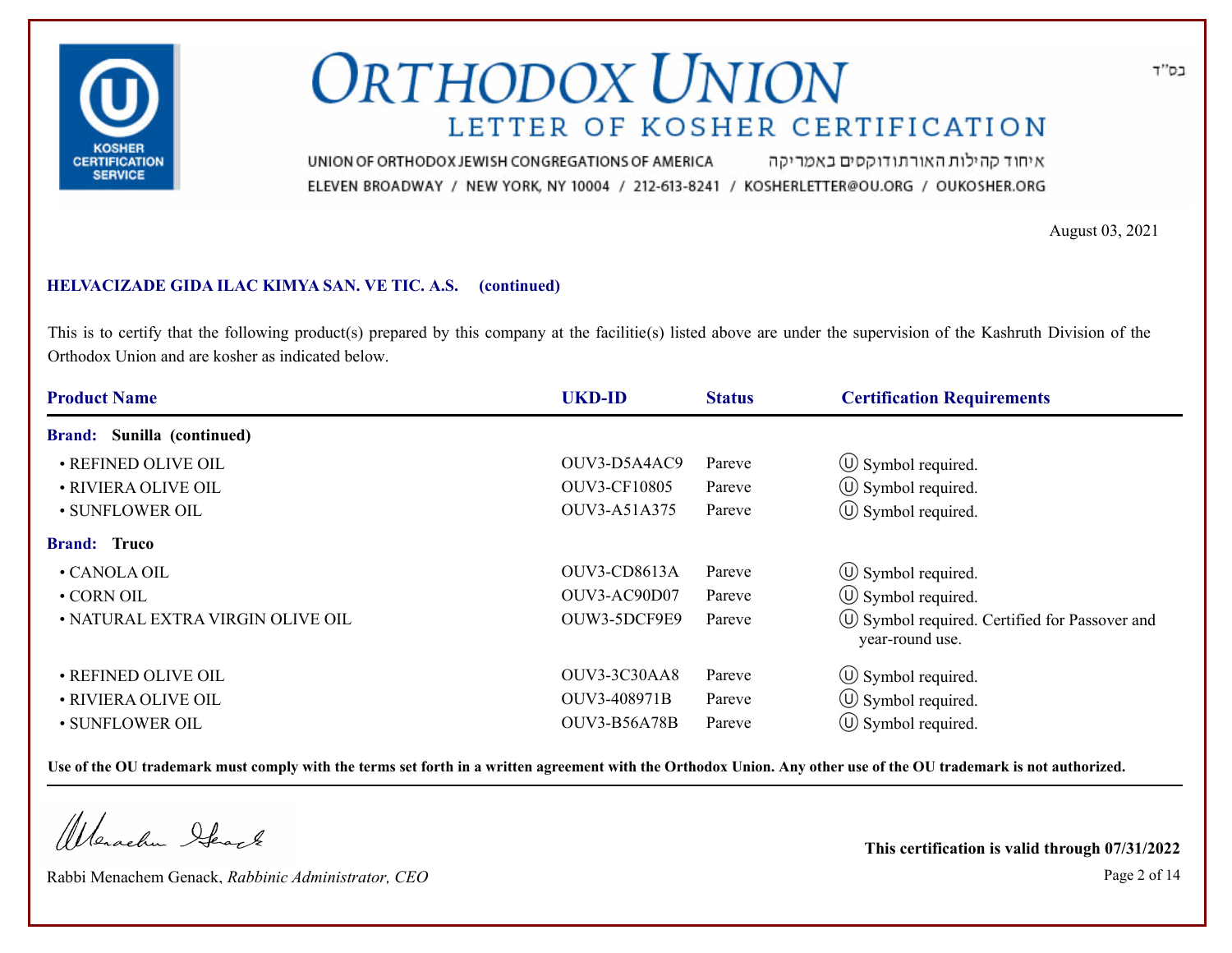בס"ד

# ORTHODOX UNION

## LETTER OF KOSHER CERTIFICATION

UNION OF ORTHODOX JEWISH CONGREGATIONS OF AMERICA איחוד קהילות האורתודוקסים באמריקה

ELEVEN BROADWAY / NEW YORK, NY 10004 / 212-613-8241 / KOSHERLETTER@OU.ORG / OUKOSHER.ORG

August 03, 2021

**HELVACIZADE GIDA ILAC KIMYA SAN. VE TIC. A.S. (continued)**

This is to certify that the following product(s) prepared by this company at the facilitie(s) listed above are under the supervision of the Kashruth Division of the Orthodox Union and are kosher as indicated below.

| Product Name | UKD-ID | Status | Certification Requirements |
|---|---|---|---|
| **Brand: Sunilla (continued)** | | | |
| • REFINED OLIVE OIL | OUV3-D5A4AC9 | Pareve | Ⓤ Symbol required. |
| • RIVIERA OLIVE OIL | OUV3-CF10805 | Pareve | Ⓤ Symbol required. |
| • SUNFLOWER OIL | OUV3-A51A375 | Pareve | Ⓤ Symbol required. |
| **Brand: Truco** | | | |
| • CANOLA OIL | OUV3-CD8613A | Pareve | Ⓤ Symbol required. |
| • CORN OIL | OUV3-AC90D07 | Pareve | Ⓤ Symbol required. |
| • NATURAL EXTRA VIRGIN OLIVE OIL | OUW3-5DCF9E9 | Pareve | Ⓤ Symbol required. Certified for Passover and year-round use. |
| • REFINED OLIVE OIL | OUV3-3C30AA8 | Pareve | Ⓤ Symbol required. |
| • RIVIERA OLIVE OIL | OUV3-408971B | Pareve | Ⓤ Symbol required. |
| • SUNFLOWER OIL | OUV3-B56A78B | Pareve | Ⓤ Symbol required. |

**Use of the OU trademark must comply with the terms set forth in a written agreement with the Orthodox Union. Any other use of the OU trademark is not authorized.**

Rabbi Menachem Genack, *Rabbinic Administrator, CEO*

**This certification is valid through 07/31/2022**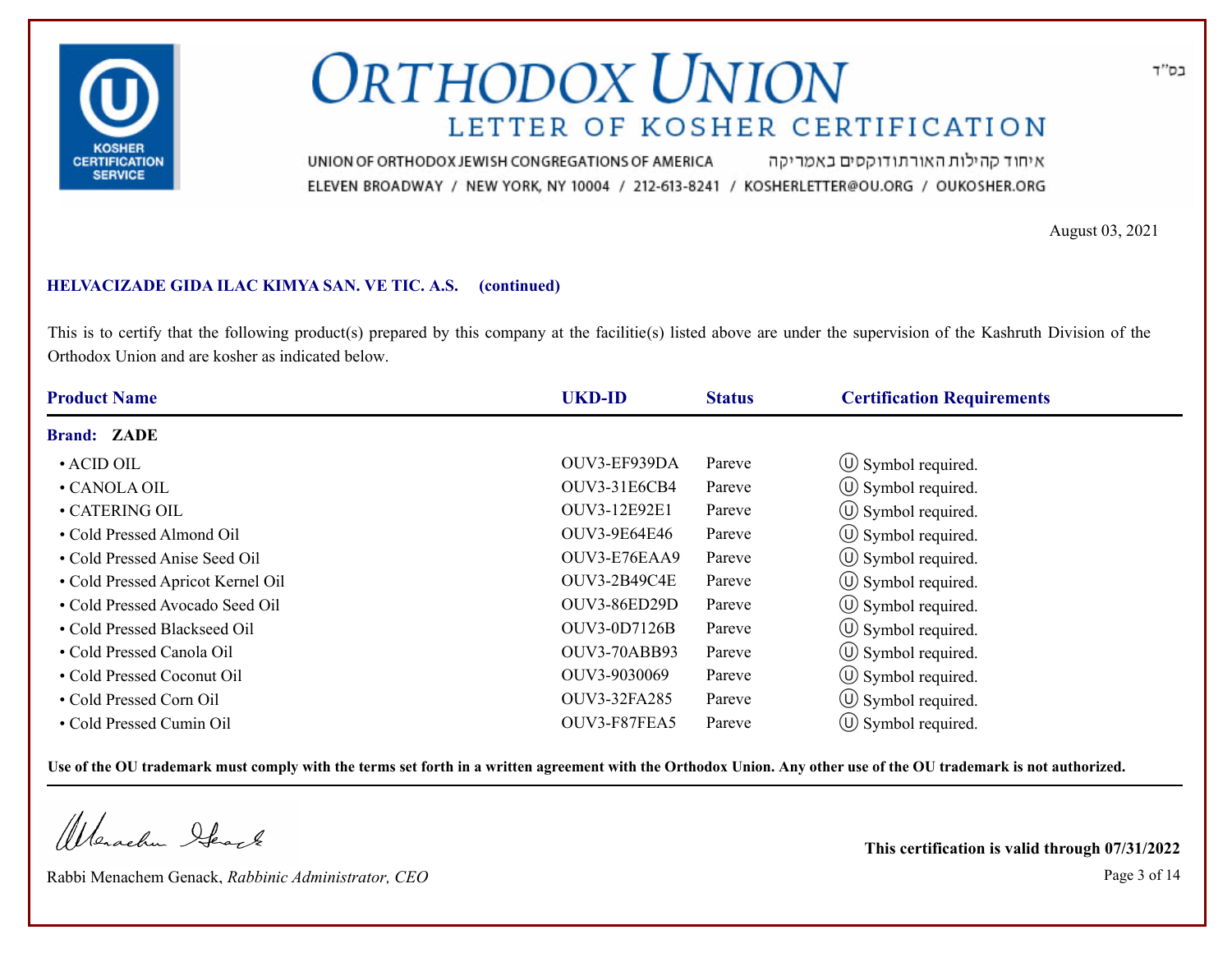בס"ד

# ORTHODOX UNION

## LETTER OF KOSHER CERTIFICATION

UNION OF ORTHODOX JEWISH CONGREGATIONS OF AMERICA איחוד קהילות האורתודוקסים באמריקה

ELEVEN BROADWAY / NEW YORK, NY 10004 / 212-613-8241 / KOSHERLETTER@OU.ORG / OUKOSHER.ORG

August 03, 2021

**HELVACIZADE GIDA ILAC KIMYA SAN. VE TIC. A.S. (continued)**

This is to certify that the following product(s) prepared by this company at the facilitie(s) listed above are under the supervision of the Kashruth Division of the Orthodox Union and are kosher as indicated below.

| Product Name | UKD-ID | Status | Certification Requirements |
|---|---|---|---|
| **Brand: ZADE** | | | |
| • ACID OIL | OUV3-EF939DA | Pareve | Ⓤ Symbol required. |
| • CANOLA OIL | OUV3-31E6CB4 | Pareve | Ⓤ Symbol required. |
| • CATERING OIL | OUV3-12E92E1 | Pareve | Ⓤ Symbol required. |
| • Cold Pressed Almond Oil | OUV3-9E64E46 | Pareve | Ⓤ Symbol required. |
| • Cold Pressed Anise Seed Oil | OUV3-E76EAA9 | Pareve | Ⓤ Symbol required. |
| • Cold Pressed Apricot Kernel Oil | OUV3-2B49C4E | Pareve | Ⓤ Symbol required. |
| • Cold Pressed Avocado Seed Oil | OUV3-86ED29D | Pareve | Ⓤ Symbol required. |
| • Cold Pressed Blackseed Oil | OUV3-0D7126B | Pareve | Ⓤ Symbol required. |
| • Cold Pressed Canola Oil | OUV3-70ABB93 | Pareve | Ⓤ Symbol required. |
| • Cold Pressed Coconut Oil | OUV3-9030069 | Pareve | Ⓤ Symbol required. |
| • Cold Pressed Corn Oil | OUV3-32FA285 | Pareve | Ⓤ Symbol required. |
| • Cold Pressed Cumin Oil | OUV3-F87FEA5 | Pareve | Ⓤ Symbol required. |

**Use of the OU trademark must comply with the terms set forth in a written agreement with the Orthodox Union. Any other use of the OU trademark is not authorized.**

Rabbi Menachem Genack, *Rabbinic Administrator, CEO*

**This certification is valid through 07/31/2022**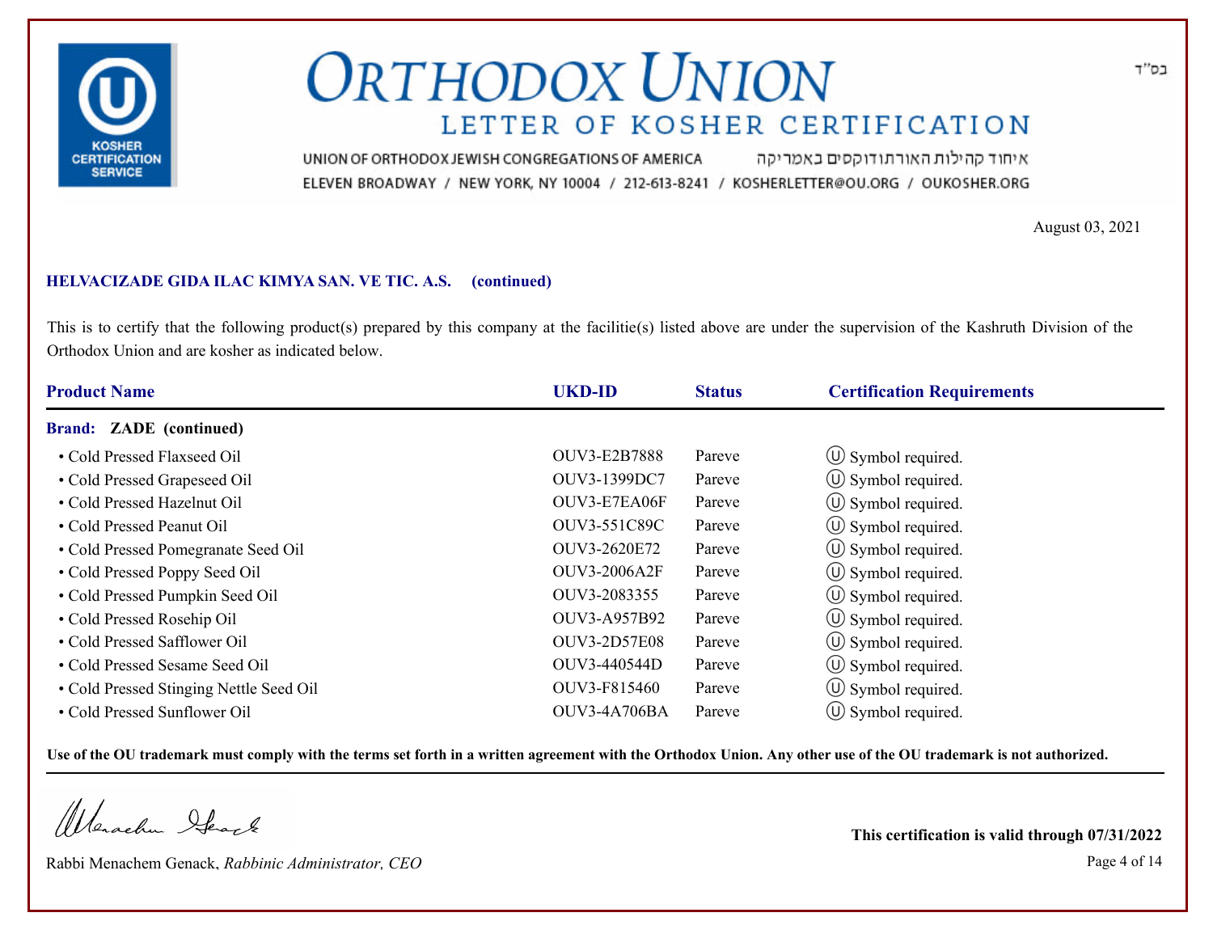בס"ד

# ORTHODOX UNION

## LETTER OF KOSHER CERTIFICATION

UNION OF ORTHODOX JEWISH CONGREGATIONS OF AMERICA איחוד קהילות האורתודוקסים באמריקה

ELEVEN BROADWAY / NEW YORK, NY 10004 / 212-613-8241 / KOSHERLETTER@OU.ORG / OUKOSHER.ORG

August 03, 2021

**HELVACIZADE GIDA ILAC KIMYA SAN. VE TIC. A.S. (continued)**

This is to certify that the following product(s) prepared by this company at the facilitie(s) listed above are under the supervision of the Kashruth Division of the Orthodox Union and are kosher as indicated below.

| Product Name | UKD-ID | Status | Certification Requirements |
|---|---|---|---|
| **Brand: ZADE (continued)** | | | |
| • Cold Pressed Flaxseed Oil | OUV3-E2B7888 | Pareve | Ⓤ Symbol required. |
| • Cold Pressed Grapeseed Oil | OUV3-1399DC7 | Pareve | Ⓤ Symbol required. |
| • Cold Pressed Hazelnut Oil | OUV3-E7EA06F | Pareve | Ⓤ Symbol required. |
| • Cold Pressed Peanut Oil | OUV3-551C89C | Pareve | Ⓤ Symbol required. |
| • Cold Pressed Pomegranate Seed Oil | OUV3-2620E72 | Pareve | Ⓤ Symbol required. |
| • Cold Pressed Poppy Seed Oil | OUV3-2006A2F | Pareve | Ⓤ Symbol required. |
| • Cold Pressed Pumpkin Seed Oil | OUV3-2083355 | Pareve | Ⓤ Symbol required. |
| • Cold Pressed Rosehip Oil | OUV3-A957B92 | Pareve | Ⓤ Symbol required. |
| • Cold Pressed Safflower Oil | OUV3-2D57E08 | Pareve | Ⓤ Symbol required. |
| • Cold Pressed Sesame Seed Oil | OUV3-440544D | Pareve | Ⓤ Symbol required. |
| • Cold Pressed Stinging Nettle Seed Oil | OUV3-F815460 | Pareve | Ⓤ Symbol required. |
| • Cold Pressed Sunflower Oil | OUV3-4A706BA | Pareve | Ⓤ Symbol required. |

**Use of the OU trademark must comply with the terms set forth in a written agreement with the Orthodox Union. Any other use of the OU trademark is not authorized.**

Rabbi Menachem Genack, *Rabbinic Administrator, CEO*

**This certification is valid through 07/31/2022**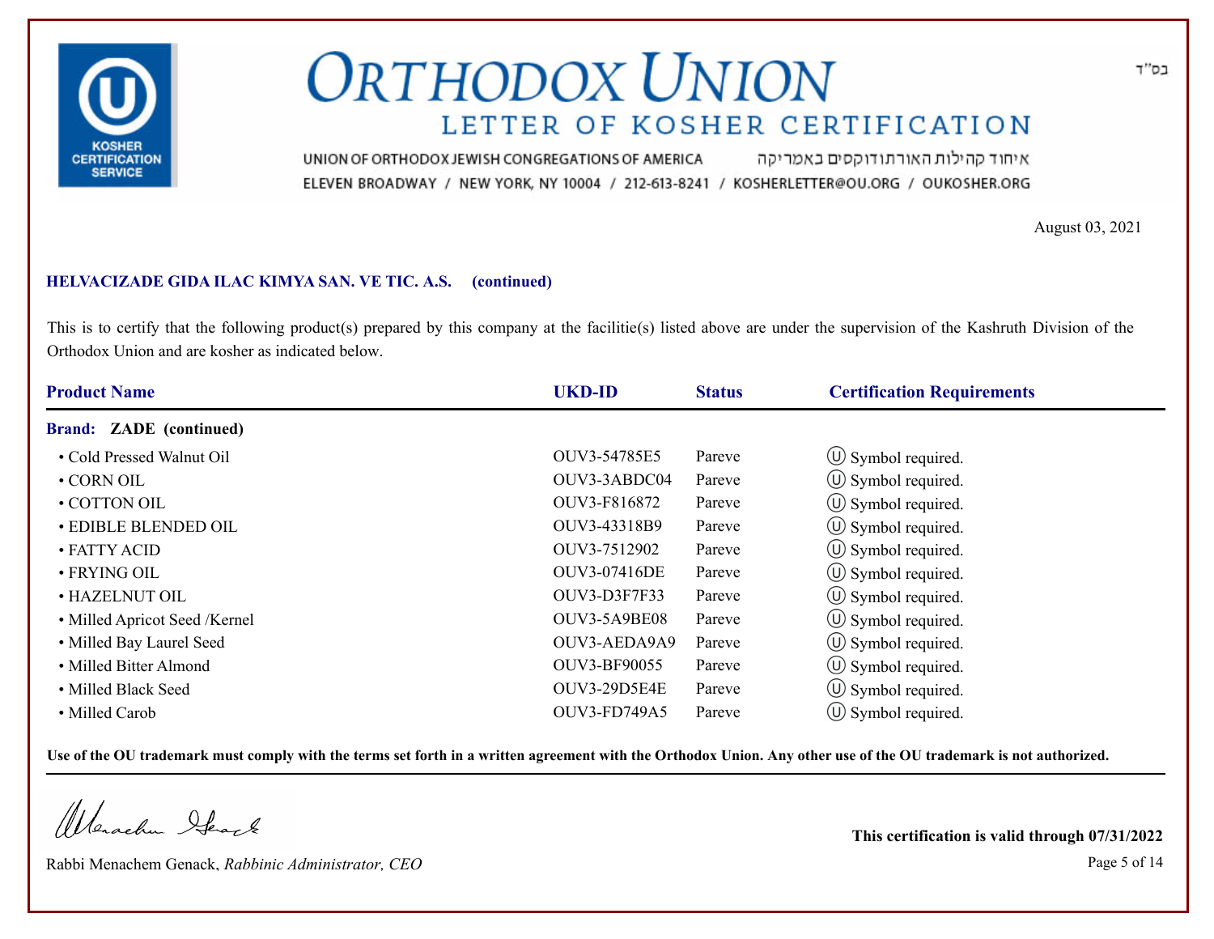# ORTHODOX UNION

## LETTER OF KOSHER CERTIFICATION

בס"ד

UNION OF ORTHODOX JEWISH CONGREGATIONS OF AMERICA איחוד קהילות האורתודוקסים באמריקה

ELEVEN BROADWAY / NEW YORK, NY 10004 / 212-613-8241 / KOSHERLETTER@OU.ORG / OUKOSHER.ORG

August 03, 2021

**HELVACIZADE GIDA ILAC KIMYA SAN. VE TIC. A.S. (continued)**

This is to certify that the following product(s) prepared by this company at the facilitie(s) listed above are under the supervision of the Kashruth Division of the Orthodox Union and are kosher as indicated below.

| Product Name | UKD-ID | Status | Certification Requirements |
|---|---|---|---|
| **Brand: ZADE (continued)** | | | |
| • Cold Pressed Walnut Oil | OUV3-54785E5 | Pareve | Ⓤ Symbol required. |
| • CORN OIL | OUV3-3ABDC04 | Pareve | Ⓤ Symbol required. |
| • COTTON OIL | OUV3-F816872 | Pareve | Ⓤ Symbol required. |
| • EDIBLE BLENDED OIL | OUV3-43318B9 | Pareve | Ⓤ Symbol required. |
| • FATTY ACID | OUV3-7512902 | Pareve | Ⓤ Symbol required. |
| • FRYING OIL | OUV3-07416DE | Pareve | Ⓤ Symbol required. |
| • HAZELNUT OIL | OUV3-D3F7F33 | Pareve | Ⓤ Symbol required. |
| • Milled Apricot Seed /Kernel | OUV3-5A9BE08 | Pareve | Ⓤ Symbol required. |
| • Milled Bay Laurel Seed | OUV3-AEDA9A9 | Pareve | Ⓤ Symbol required. |
| • Milled Bitter Almond | OUV3-BF90055 | Pareve | Ⓤ Symbol required. |
| • Milled Black Seed | OUV3-29D5E4E | Pareve | Ⓤ Symbol required. |
| • Milled Carob | OUV3-FD749A5 | Pareve | Ⓤ Symbol required. |

**Use of the OU trademark must comply with the terms set forth in a written agreement with the Orthodox Union. Any other use of the OU trademark is not authorized.**

Rabbi Menachem Genack, *Rabbinic Administrator, CEO*

**This certification is valid through 07/31/2022**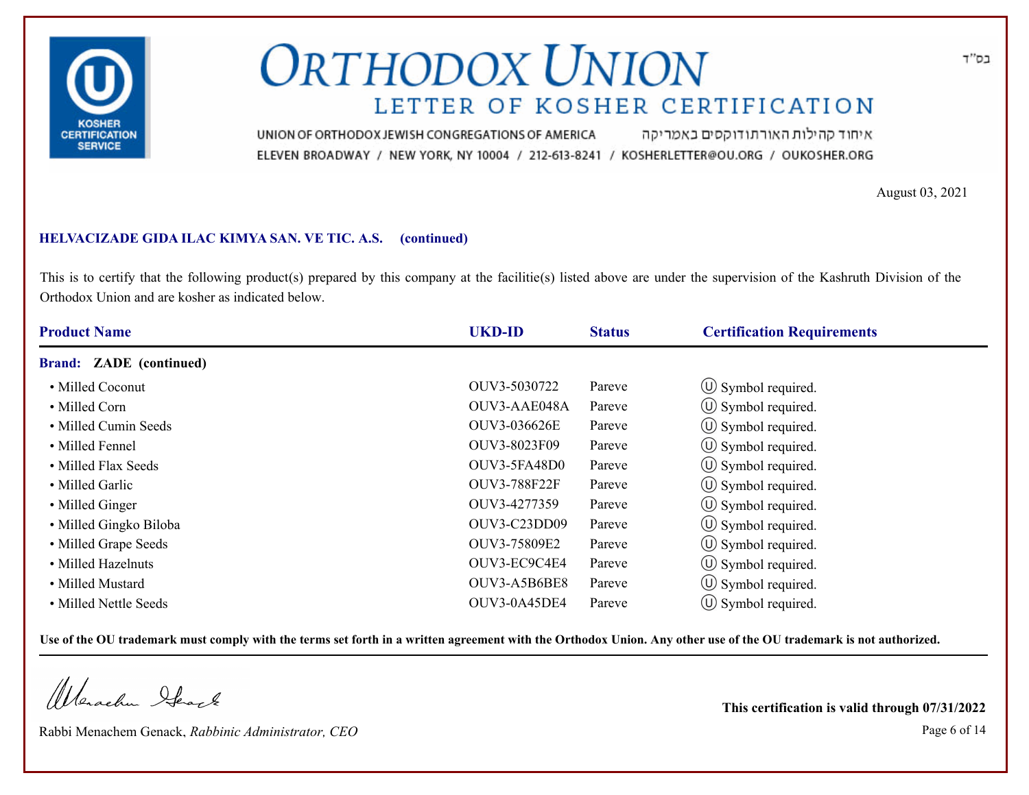בס"ד

# ORTHODOX UNION

## LETTER OF KOSHER CERTIFICATION

UNION OF ORTHODOX JEWISH CONGREGATIONS OF AMERICA איחוד קהילות האורתודוקסים באמריקה

ELEVEN BROADWAY / NEW YORK, NY 10004 / 212-613-8241 / KOSHERLETTER@OU.ORG / OUKOSHER.ORG

August 03, 2021

**HELVACIZADE GIDA ILAC KIMYA SAN. VE TIC. A.S. (continued)**

This is to certify that the following product(s) prepared by this company at the facilitie(s) listed above are under the supervision of the Kashruth Division of the Orthodox Union and are kosher as indicated below.

| Product Name | UKD-ID | Status | Certification Requirements |
|---|---|---|---|
| **Brand: ZADE (continued)** | | | |
| • Milled Coconut | OUV3-5030722 | Pareve | Ⓤ Symbol required. |
| • Milled Corn | OUV3-AAE048A | Pareve | Ⓤ Symbol required. |
| • Milled Cumin Seeds | OUV3-036626E | Pareve | Ⓤ Symbol required. |
| • Milled Fennel | OUV3-8023F09 | Pareve | Ⓤ Symbol required. |
| • Milled Flax Seeds | OUV3-5FA48D0 | Pareve | Ⓤ Symbol required. |
| • Milled Garlic | OUV3-788F22F | Pareve | Ⓤ Symbol required. |
| • Milled Ginger | OUV3-4277359 | Pareve | Ⓤ Symbol required. |
| • Milled Gingko Biloba | OUV3-C23DD09 | Pareve | Ⓤ Symbol required. |
| • Milled Grape Seeds | OUV3-75809E2 | Pareve | Ⓤ Symbol required. |
| • Milled Hazelnuts | OUV3-EC9C4E4 | Pareve | Ⓤ Symbol required. |
| • Milled Mustard | OUV3-A5B6BE8 | Pareve | Ⓤ Symbol required. |
| • Milled Nettle Seeds | OUV3-0A45DE4 | Pareve | Ⓤ Symbol required. |

**Use of the OU trademark must comply with the terms set forth in a written agreement with the Orthodox Union. Any other use of the OU trademark is not authorized.**

Rabbi Menachem Genack, *Rabbinic Administrator, CEO*

**This certification is valid through 07/31/2022**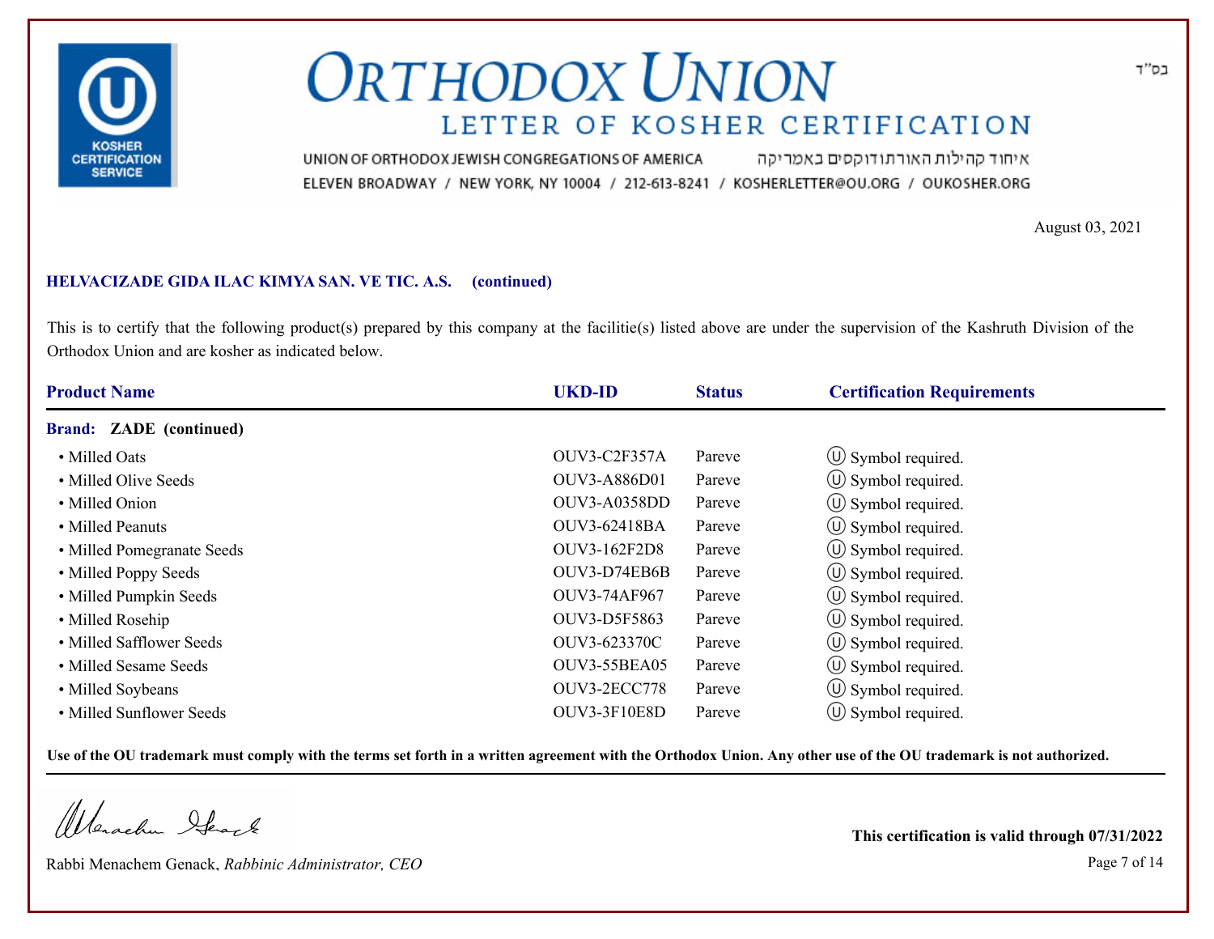בס"ד

# ORTHODOX UNION

## LETTER OF KOSHER CERTIFICATION

UNION OF ORTHODOX JEWISH CONGREGATIONS OF AMERICA איחוד קהילות האורתודוקסים באמריקה

ELEVEN BROADWAY / NEW YORK, NY 10004 / 212-613-8241 / KOSHERLETTER@OU.ORG / OUKOSHER.ORG

August 03, 2021

**HELVACIZADE GIDA ILAC KIMYA SAN. VE TIC. A.S. (continued)**

This is to certify that the following product(s) prepared by this company at the facilitie(s) listed above are under the supervision of the Kashruth Division of the Orthodox Union and are kosher as indicated below.

| Product Name | UKD-ID | Status | Certification Requirements |
|---|---|---|---|
| **Brand: ZADE (continued)** | | | |
| • Milled Oats | OUV3-C2F357A | Pareve | Ⓤ Symbol required. |
| • Milled Olive Seeds | OUV3-A886D01 | Pareve | Ⓤ Symbol required. |
| • Milled Onion | OUV3-A0358DD | Pareve | Ⓤ Symbol required. |
| • Milled Peanuts | OUV3-62418BA | Pareve | Ⓤ Symbol required. |
| • Milled Pomegranate Seeds | OUV3-162F2D8 | Pareve | Ⓤ Symbol required. |
| • Milled Poppy Seeds | OUV3-D74EB6B | Pareve | Ⓤ Symbol required. |
| • Milled Pumpkin Seeds | OUV3-74AF967 | Pareve | Ⓤ Symbol required. |
| • Milled Rosehip | OUV3-D5F5863 | Pareve | Ⓤ Symbol required. |
| • Milled Safflower Seeds | OUV3-623370C | Pareve | Ⓤ Symbol required. |
| • Milled Sesame Seeds | OUV3-55BEA05 | Pareve | Ⓤ Symbol required. |
| • Milled Soybeans | OUV3-2ECC778 | Pareve | Ⓤ Symbol required. |
| • Milled Sunflower Seeds | OUV3-3F10E8D | Pareve | Ⓤ Symbol required. |

**Use of the OU trademark must comply with the terms set forth in a written agreement with the Orthodox Union. Any other use of the OU trademark is not authorized.**

Rabbi Menachem Genack, *Rabbinic Administrator, CEO*

**This certification is valid through 07/31/2022**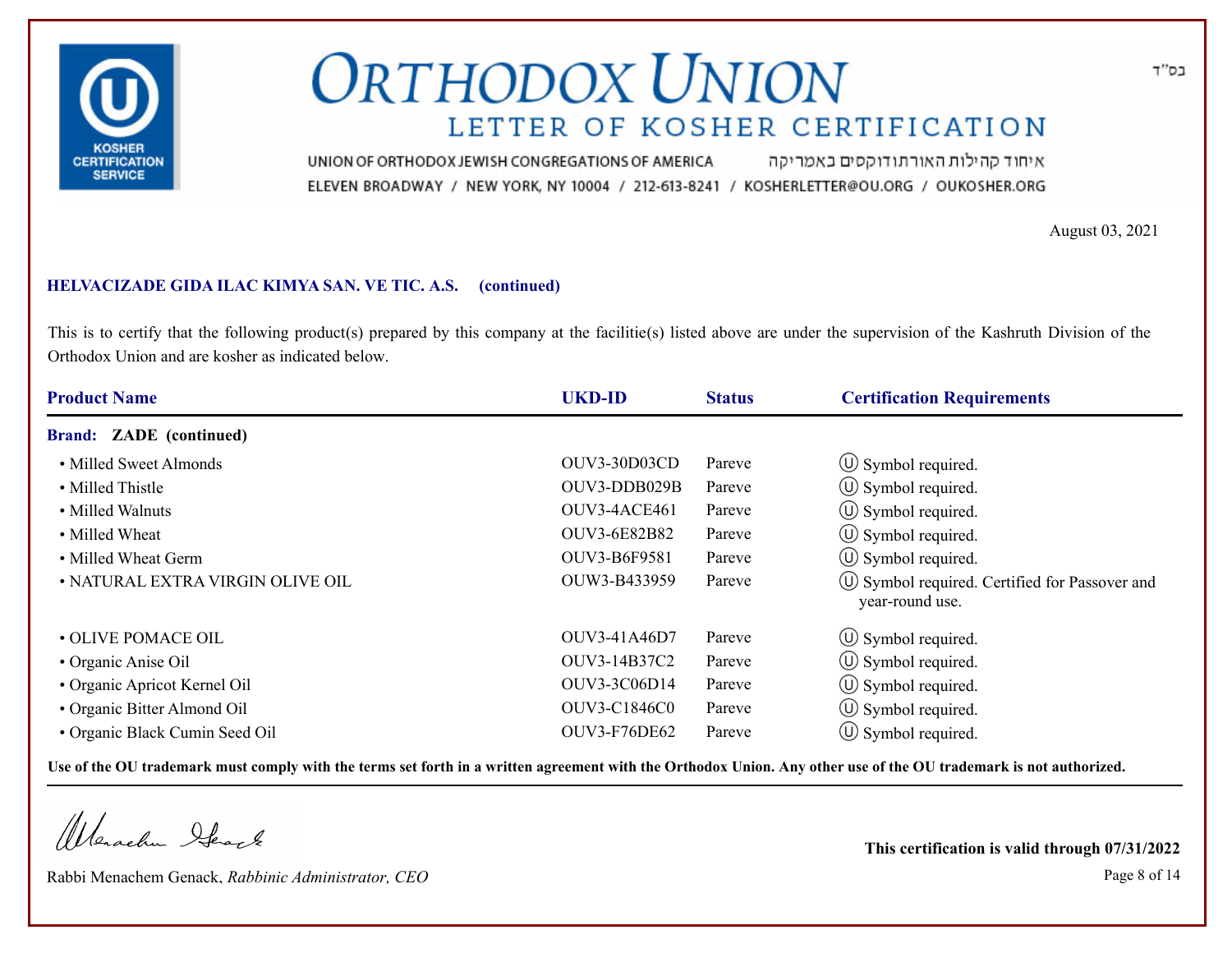# ORTHODOX UNION

## LETTER OF KOSHER CERTIFICATION

בס"ד

UNION OF ORTHODOX JEWISH CONGREGATIONS OF AMERICA איחוד קהילות האורתודוקסים באמריקה

ELEVEN BROADWAY / NEW YORK, NY 10004 / 212-613-8241 / KOSHERLETTER@OU.ORG / OUKOSHER.ORG

August 03, 2021

**HELVACIZADE GIDA ILAC KIMYA SAN. VE TIC. A.S. (continued)**

This is to certify that the following product(s) prepared by this company at the facilitie(s) listed above are under the supervision of the Kashruth Division of the Orthodox Union and are kosher as indicated below.

| Product Name | UKD-ID | Status | Certification Requirements |
|---|---|---|---|
| **Brand: ZADE (continued)** | | | |
| • Milled Sweet Almonds | OUV3-30D03CD | Pareve | Ⓤ Symbol required. |
| • Milled Thistle | OUV3-DDB029B | Pareve | Ⓤ Symbol required. |
| • Milled Walnuts | OUV3-4ACE461 | Pareve | Ⓤ Symbol required. |
| • Milled Wheat | OUV3-6E82B82 | Pareve | Ⓤ Symbol required. |
| • Milled Wheat Germ | OUV3-B6F9581 | Pareve | Ⓤ Symbol required. |
| • NATURAL EXTRA VIRGIN OLIVE OIL | OUW3-B433959 | Pareve | Ⓤ Symbol required. Certified for Passover and year-round use. |
| • OLIVE POMACE OIL | OUV3-41A46D7 | Pareve | Ⓤ Symbol required. |
| • Organic Anise Oil | OUV3-14B37C2 | Pareve | Ⓤ Symbol required. |
| • Organic Apricot Kernel Oil | OUV3-3C06D14 | Pareve | Ⓤ Symbol required. |
| • Organic Bitter Almond Oil | OUV3-C1846C0 | Pareve | Ⓤ Symbol required. |
| • Organic Black Cumin Seed Oil | OUV3-F76DE62 | Pareve | Ⓤ Symbol required. |

**Use of the OU trademark must comply with the terms set forth in a written agreement with the Orthodox Union. Any other use of the OU trademark is not authorized.**

Rabbi Menachem Genack, *Rabbinic Administrator, CEO*

**This certification is valid through 07/31/2022**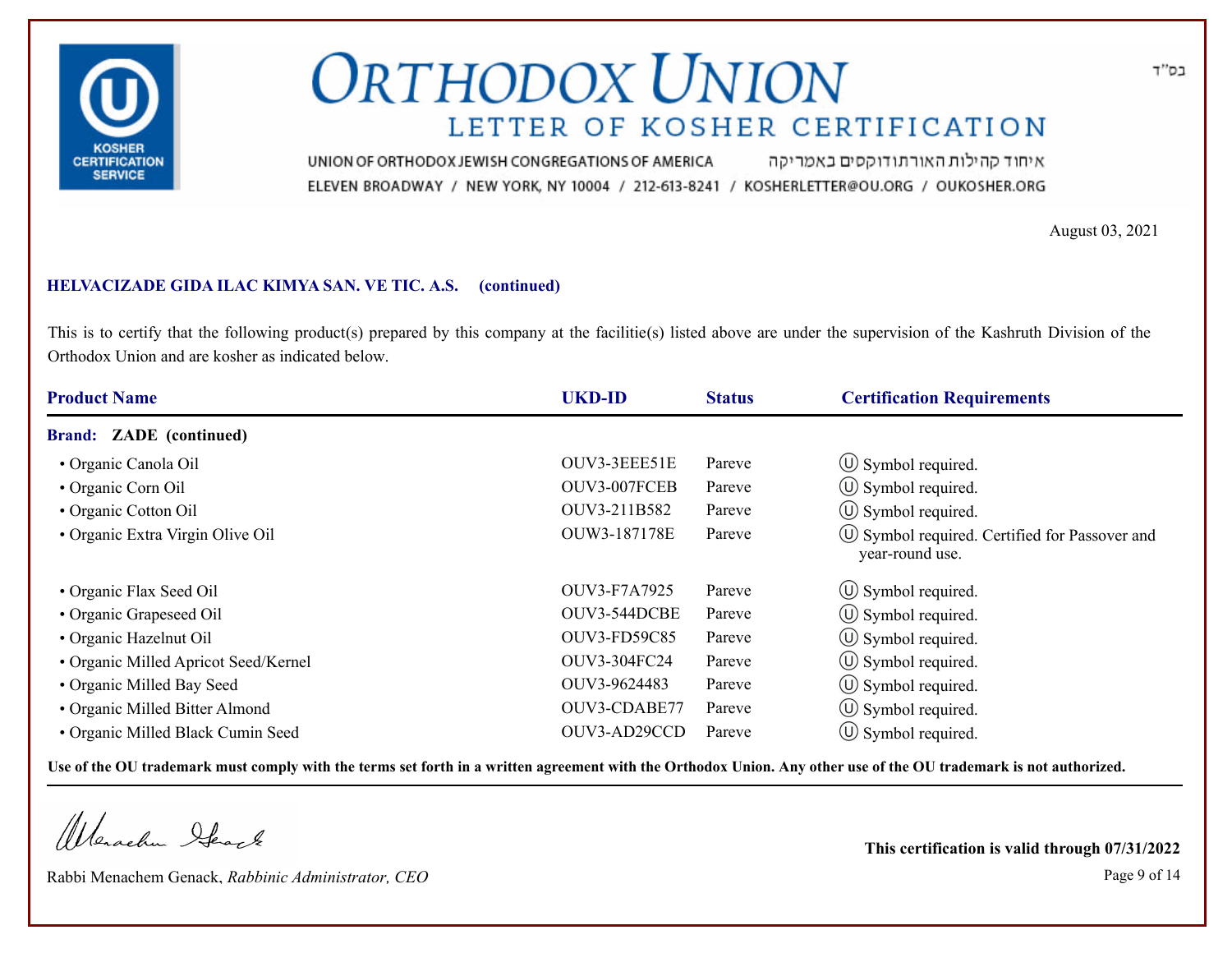# ORTHODOX UNION

## LETTER OF KOSHER CERTIFICATION

בס"ד

UNION OF ORTHODOX JEWISH CONGREGATIONS OF AMERICA איחוד קהילות האורתודוקסים באמריקה

ELEVEN BROADWAY / NEW YORK, NY 10004 / 212-613-8241 / KOSHERLETTER@OU.ORG / OUKOSHER.ORG

August 03, 2021

**HELVACIZADE GIDA ILAC KIMYA SAN. VE TIC. A.S. (continued)**

This is to certify that the following product(s) prepared by this company at the facilitie(s) listed above are under the supervision of the Kashruth Division of the Orthodox Union and are kosher as indicated below.

| Product Name | UKD-ID | Status | Certification Requirements |
|---|---|---|---|
| **Brand: ZADE (continued)** | | | |
| • Organic Canola Oil | OUV3-3EEE51E | Pareve | Ⓤ Symbol required. |
| • Organic Corn Oil | OUV3-007FCEB | Pareve | Ⓤ Symbol required. |
| • Organic Cotton Oil | OUV3-211B582 | Pareve | Ⓤ Symbol required. |
| • Organic Extra Virgin Olive Oil | OUW3-187178E | Pareve | Ⓤ Symbol required. Certified for Passover and year-round use. |
| • Organic Flax Seed Oil | OUV3-F7A7925 | Pareve | Ⓤ Symbol required. |
| • Organic Grapeseed Oil | OUV3-544DCBE | Pareve | Ⓤ Symbol required. |
| • Organic Hazelnut Oil | OUV3-FD59C85 | Pareve | Ⓤ Symbol required. |
| • Organic Milled Apricot Seed/Kernel | OUV3-304FC24 | Pareve | Ⓤ Symbol required. |
| • Organic Milled Bay Seed | OUV3-9624483 | Pareve | Ⓤ Symbol required. |
| • Organic Milled Bitter Almond | OUV3-CDABE77 | Pareve | Ⓤ Symbol required. |
| • Organic Milled Black Cumin Seed | OUV3-AD29CCD | Pareve | Ⓤ Symbol required. |

**Use of the OU trademark must comply with the terms set forth in a written agreement with the Orthodox Union. Any other use of the OU trademark is not authorized.**

Rabbi Menachem Genack, *Rabbinic Administrator, CEO*

**This certification is valid through 07/31/2022**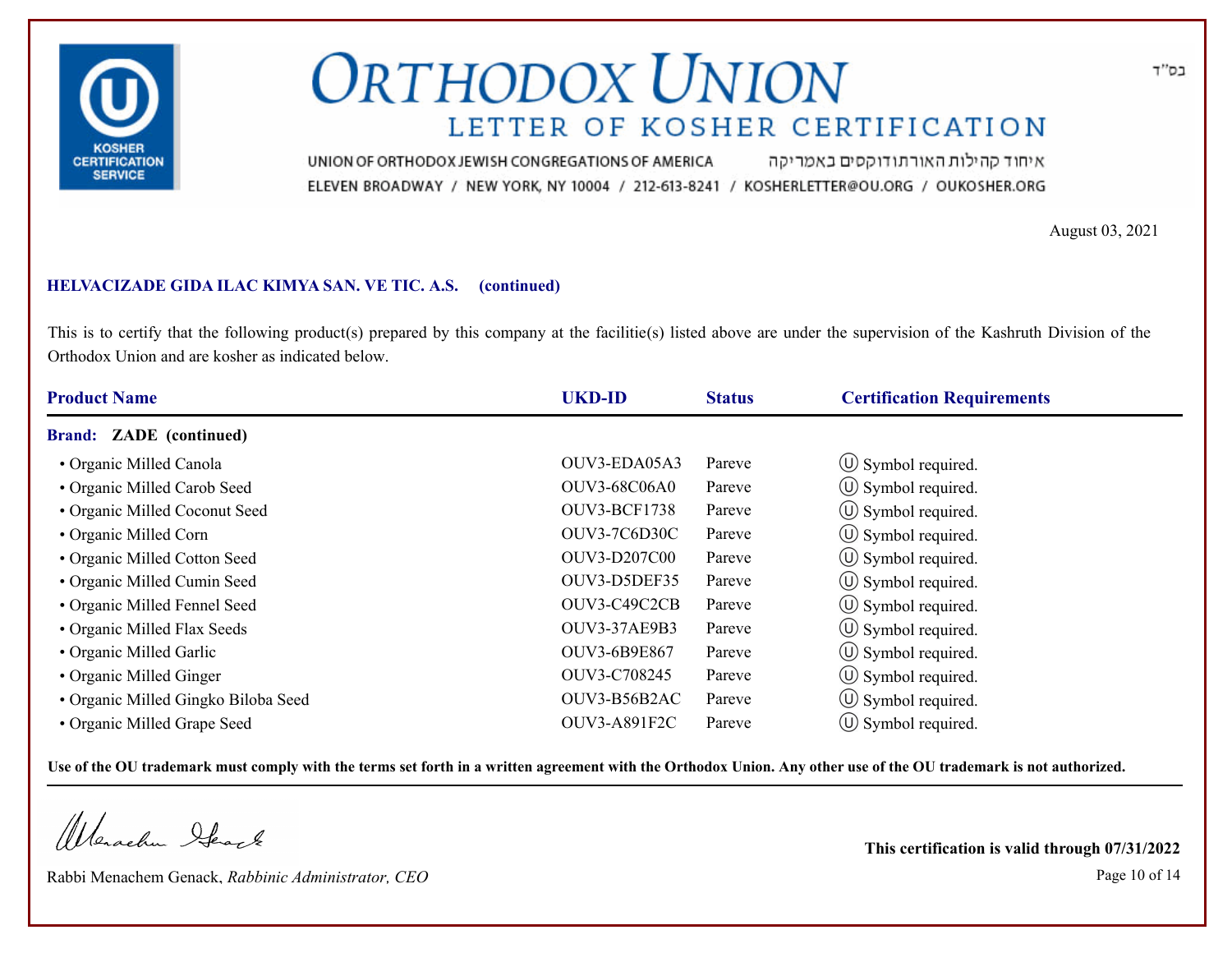# ORTHODOX UNION

## LETTER OF KOSHER CERTIFICATION

UNION OF ORTHODOX JEWISH CONGREGATIONS OF AMERICA איחוד קהילות האורתודוקסים באמריקה
ELEVEN BROADWAY / NEW YORK, NY 10004 / 212-613-8241 / KOSHERLETTER@OU.ORG / OUKOSHER.ORG

בס"ד

August 03, 2021

**HELVACIZADE GIDA ILAC KIMYA SAN. VE TIC. A.S. (continued)**

This is to certify that the following product(s) prepared by this company at the facilitie(s) listed above are under the supervision of the Kashruth Division of the Orthodox Union and are kosher as indicated below.

| Product Name | UKD-ID | Status | Certification Requirements |
|---|---|---|---|
| **Brand: ZADE (continued)** | | | |
| • Organic Milled Canola | OUV3-EDA05A3 | Pareve | Ⓤ Symbol required. |
| • Organic Milled Carob Seed | OUV3-68C06A0 | Pareve | Ⓤ Symbol required. |
| • Organic Milled Coconut Seed | OUV3-BCF1738 | Pareve | Ⓤ Symbol required. |
| • Organic Milled Corn | OUV3-7C6D30C | Pareve | Ⓤ Symbol required. |
| • Organic Milled Cotton Seed | OUV3-D207C00 | Pareve | Ⓤ Symbol required. |
| • Organic Milled Cumin Seed | OUV3-D5DEF35 | Pareve | Ⓤ Symbol required. |
| • Organic Milled Fennel Seed | OUV3-C49C2CB | Pareve | Ⓤ Symbol required. |
| • Organic Milled Flax Seeds | OUV3-37AE9B3 | Pareve | Ⓤ Symbol required. |
| • Organic Milled Garlic | OUV3-6B9E867 | Pareve | Ⓤ Symbol required. |
| • Organic Milled Ginger | OUV3-C708245 | Pareve | Ⓤ Symbol required. |
| • Organic Milled Gingko Biloba Seed | OUV3-B56B2AC | Pareve | Ⓤ Symbol required. |
| • Organic Milled Grape Seed | OUV3-A891F2C | Pareve | Ⓤ Symbol required. |

**Use of the OU trademark must comply with the terms set forth in a written agreement with the Orthodox Union. Any other use of the OU trademark is not authorized.**

Rabbi Menachem Genack, *Rabbinic Administrator, CEO*

**This certification is valid through 07/31/2022**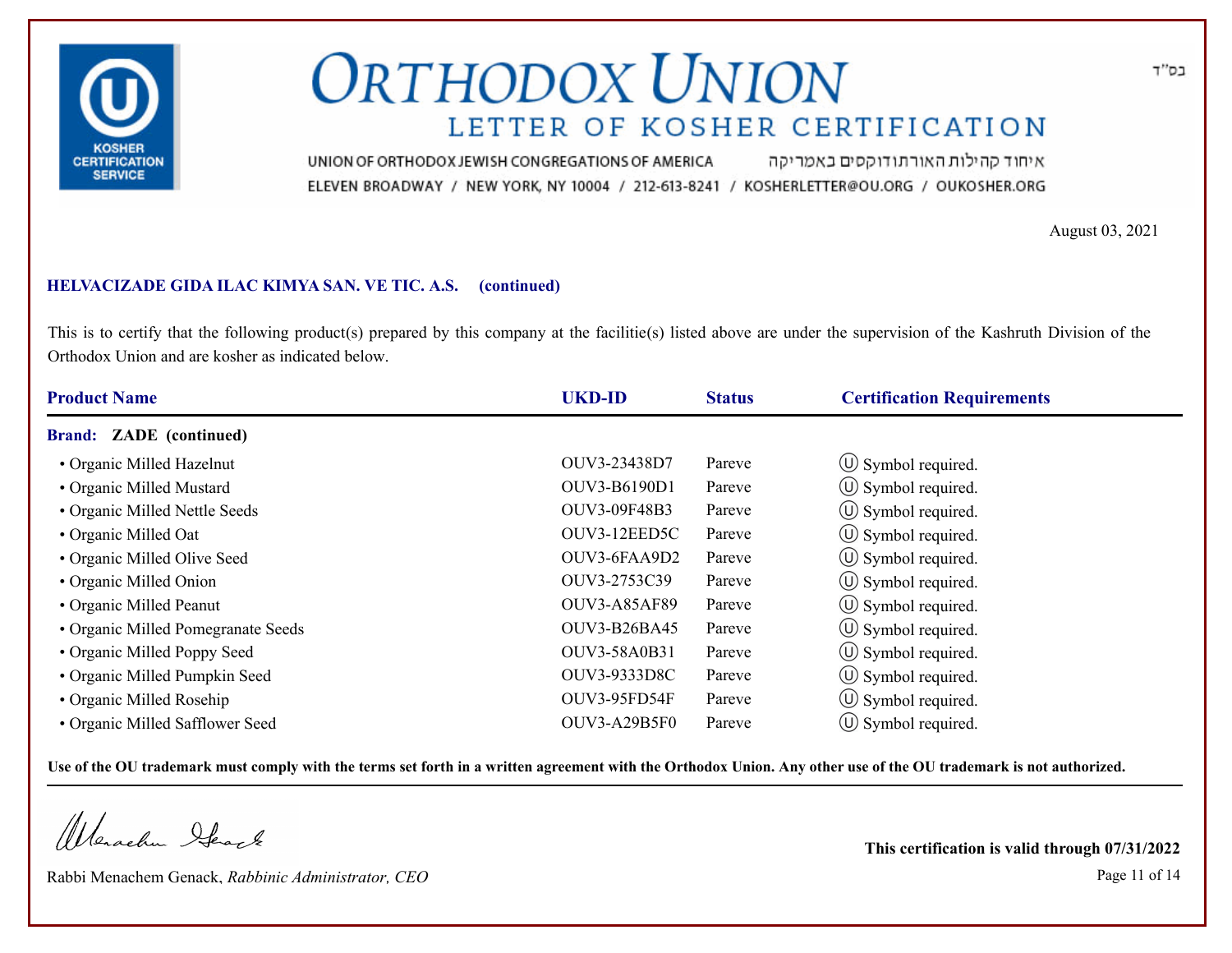בס"ד

# ORTHODOX UNION

## LETTER OF KOSHER CERTIFICATION

UNION OF ORTHODOX JEWISH CONGREGATIONS OF AMERICA איחוד קהילות האורתודוקסים באמריקה

ELEVEN BROADWAY / NEW YORK, NY 10004 / 212-613-8241 / KOSHERLETTER@OU.ORG / OUKOSHER.ORG

August 03, 2021

**HELVACIZADE GIDA ILAC KIMYA SAN. VE TIC. A.S. (continued)**

This is to certify that the following product(s) prepared by this company at the facilitie(s) listed above are under the supervision of the Kashruth Division of the Orthodox Union and are kosher as indicated below.

| Product Name | UKD-ID | Status | Certification Requirements |
|---|---|---|---|
| **Brand: ZADE (continued)** | | | |
| • Organic Milled Hazelnut | OUV3-23438D7 | Pareve | Ⓤ Symbol required. |
| • Organic Milled Mustard | OUV3-B6190D1 | Pareve | Ⓤ Symbol required. |
| • Organic Milled Nettle Seeds | OUV3-09F48B3 | Pareve | Ⓤ Symbol required. |
| • Organic Milled Oat | OUV3-12EED5C | Pareve | Ⓤ Symbol required. |
| • Organic Milled Olive Seed | OUV3-6FAA9D2 | Pareve | Ⓤ Symbol required. |
| • Organic Milled Onion | OUV3-2753C39 | Pareve | Ⓤ Symbol required. |
| • Organic Milled Peanut | OUV3-A85AF89 | Pareve | Ⓤ Symbol required. |
| • Organic Milled Pomegranate Seeds | OUV3-B26BA45 | Pareve | Ⓤ Symbol required. |
| • Organic Milled Poppy Seed | OUV3-58A0B31 | Pareve | Ⓤ Symbol required. |
| • Organic Milled Pumpkin Seed | OUV3-9333D8C | Pareve | Ⓤ Symbol required. |
| • Organic Milled Rosehip | OUV3-95FD54F | Pareve | Ⓤ Symbol required. |
| • Organic Milled Safflower Seed | OUV3-A29B5F0 | Pareve | Ⓤ Symbol required. |

**Use of the OU trademark must comply with the terms set forth in a written agreement with the Orthodox Union. Any other use of the OU trademark is not authorized.**

Rabbi Menachem Genack, *Rabbinic Administrator, CEO*

**This certification is valid through 07/31/2022**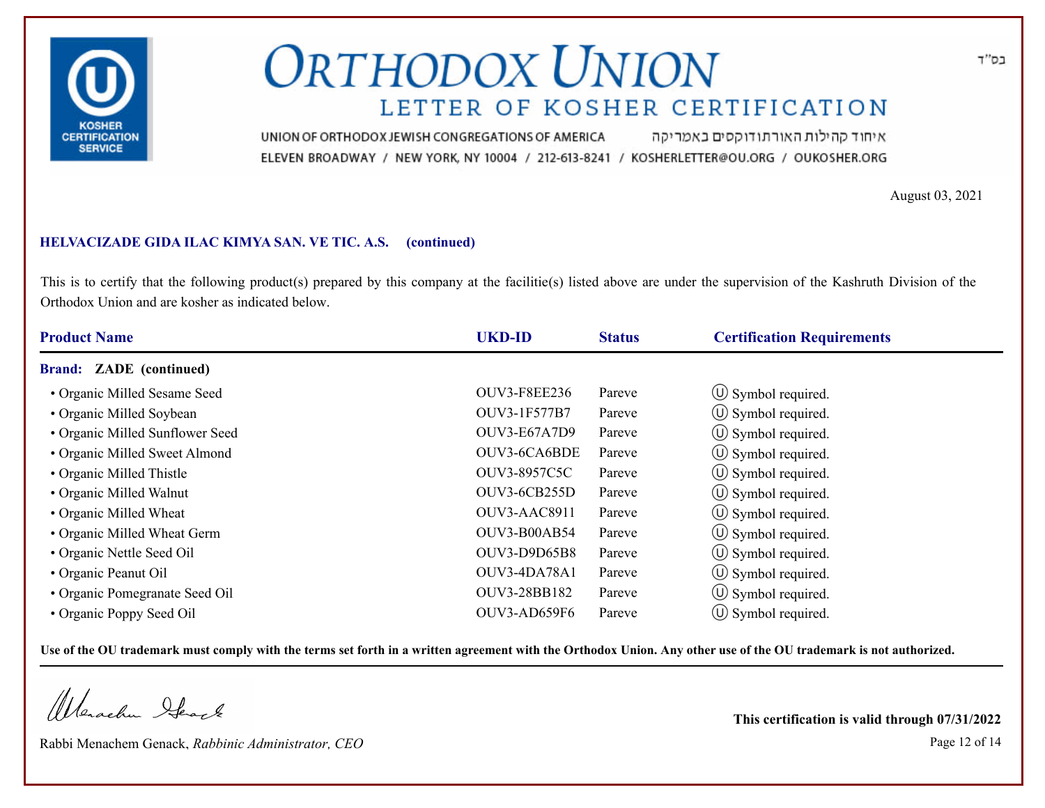בס"ד

# ORTHODOX UNION

## LETTER OF KOSHER CERTIFICATION

UNION OF ORTHODOX JEWISH CONGREGATIONS OF AMERICA איחוד קהילות האורתודוקסים באמריקה

ELEVEN BROADWAY / NEW YORK, NY 10004 / 212-613-8241 / KOSHERLETTER@OU.ORG / OUKOSHER.ORG

August 03, 2021

**HELVACIZADE GIDA ILAC KIMYA SAN. VE TIC. A.S. (continued)**

This is to certify that the following product(s) prepared by this company at the facilitie(s) listed above are under the supervision of the Kashruth Division of the Orthodox Union and are kosher as indicated below.

| Product Name | UKD-ID | Status | Certification Requirements |
|---|---|---|---|
| **Brand: ZADE (continued)** | | | |
| • Organic Milled Sesame Seed | OUV3-F8EE236 | Pareve | Ⓤ Symbol required. |
| • Organic Milled Soybean | OUV3-1F577B7 | Pareve | Ⓤ Symbol required. |
| • Organic Milled Sunflower Seed | OUV3-E67A7D9 | Pareve | Ⓤ Symbol required. |
| • Organic Milled Sweet Almond | OUV3-6CA6BDE | Pareve | Ⓤ Symbol required. |
| • Organic Milled Thistle | OUV3-8957C5C | Pareve | Ⓤ Symbol required. |
| • Organic Milled Walnut | OUV3-6CB255D | Pareve | Ⓤ Symbol required. |
| • Organic Milled Wheat | OUV3-AAC8911 | Pareve | Ⓤ Symbol required. |
| • Organic Milled Wheat Germ | OUV3-B00AB54 | Pareve | Ⓤ Symbol required. |
| • Organic Nettle Seed Oil | OUV3-D9D65B8 | Pareve | Ⓤ Symbol required. |
| • Organic Peanut Oil | OUV3-4DA78A1 | Pareve | Ⓤ Symbol required. |
| • Organic Pomegranate Seed Oil | OUV3-28BB182 | Pareve | Ⓤ Symbol required. |
| • Organic Poppy Seed Oil | OUV3-AD659F6 | Pareve | Ⓤ Symbol required. |

**Use of the OU trademark must comply with the terms set forth in a written agreement with the Orthodox Union. Any other use of the OU trademark is not authorized.**

Rabbi Menachem Genack, *Rabbinic Administrator, CEO*

**This certification is valid through 07/31/2022**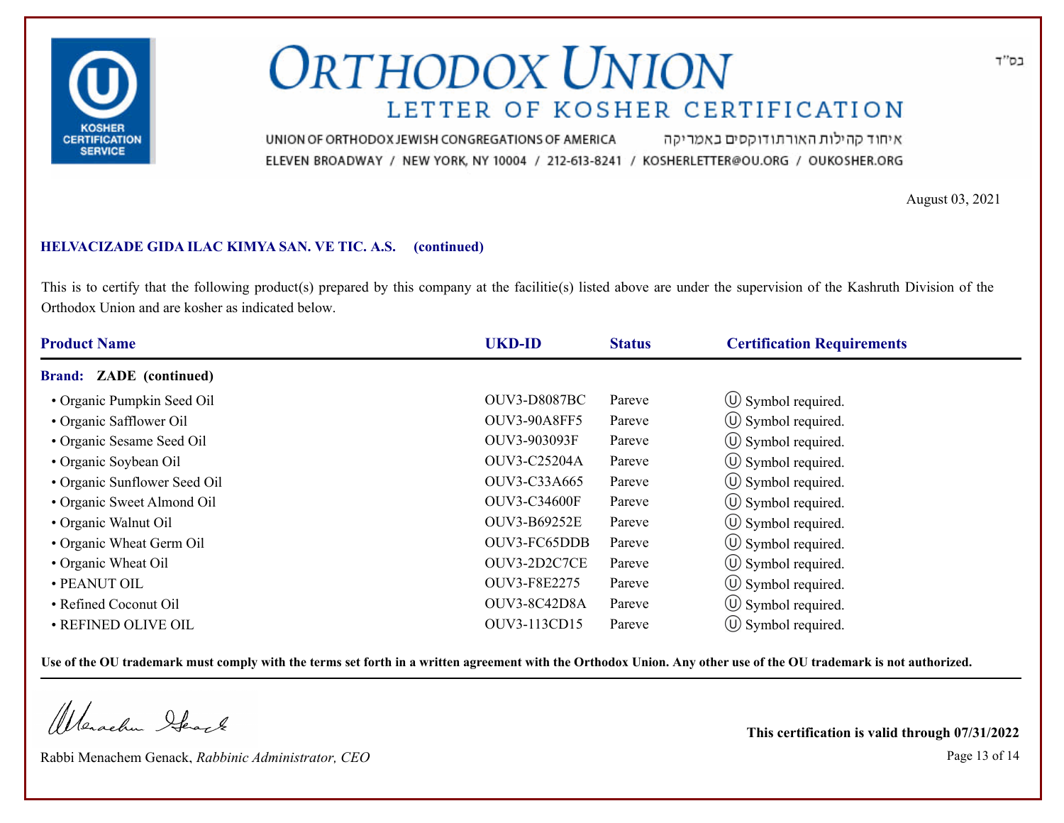בס"ד

# ORTHODOX UNION

## LETTER OF KOSHER CERTIFICATION

UNION OF ORTHODOX JEWISH CONGREGATIONS OF AMERICA איחוד קהילות האורתודוקסים באמריקה

ELEVEN BROADWAY / NEW YORK, NY 10004 / 212-613-8241 / KOSHERLETTER@OU.ORG / OUKOSHER.ORG

August 03, 2021

**HELVACIZADE GIDA ILAC KIMYA SAN. VE TIC. A.S. (continued)**

This is to certify that the following product(s) prepared by this company at the facilitie(s) listed above are under the supervision of the Kashruth Division of the Orthodox Union and are kosher as indicated below.

| Product Name | UKD-ID | Status | Certification Requirements |
|---|---|---|---|
| **Brand: ZADE (continued)** | | | |
| • Organic Pumpkin Seed Oil | OUV3-D8087BC | Pareve | Ⓤ Symbol required. |
| • Organic Safflower Oil | OUV3-90A8FF5 | Pareve | Ⓤ Symbol required. |
| • Organic Sesame Seed Oil | OUV3-903093F | Pareve | Ⓤ Symbol required. |
| • Organic Soybean Oil | OUV3-C25204A | Pareve | Ⓤ Symbol required. |
| • Organic Sunflower Seed Oil | OUV3-C33A665 | Pareve | Ⓤ Symbol required. |
| • Organic Sweet Almond Oil | OUV3-C34600F | Pareve | Ⓤ Symbol required. |
| • Organic Walnut Oil | OUV3-B69252E | Pareve | Ⓤ Symbol required. |
| • Organic Wheat Germ Oil | OUV3-FC65DDB | Pareve | Ⓤ Symbol required. |
| • Organic Wheat Oil | OUV3-2D2C7CE | Pareve | Ⓤ Symbol required. |
| • PEANUT OIL | OUV3-F8E2275 | Pareve | Ⓤ Symbol required. |
| • Refined Coconut Oil | OUV3-8C42D8A | Pareve | Ⓤ Symbol required. |
| • REFINED OLIVE OIL | OUV3-113CD15 | Pareve | Ⓤ Symbol required. |

**Use of the OU trademark must comply with the terms set forth in a written agreement with the Orthodox Union. Any other use of the OU trademark is not authorized.**

Rabbi Menachem Genack, *Rabbinic Administrator, CEO*

**This certification is valid through 07/31/2022**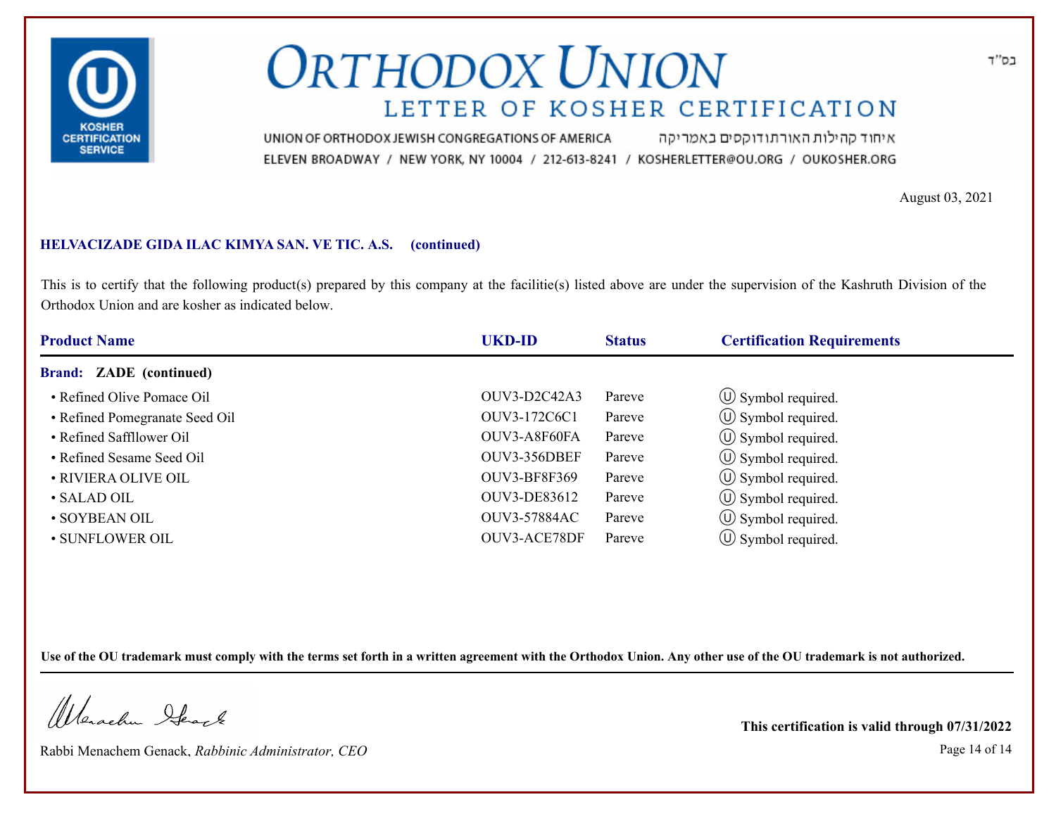בס"ד

# ORTHODOX UNION

## LETTER OF KOSHER CERTIFICATION

UNION OF ORTHODOX JEWISH CONGREGATIONS OF AMERICA איחוד קהילות האורתודוקסים באמריקה

ELEVEN BROADWAY / NEW YORK, NY 10004 / 212-613-8241 / KOSHERLETTER@OU.ORG / OUKOSHER.ORG

August 03, 2021

**HELVACIZADE GIDA ILAC KIMYA SAN. VE TIC. A.S. (continued)**

This is to certify that the following product(s) prepared by this company at the facilitie(s) listed above are under the supervision of the Kashruth Division of the Orthodox Union and are kosher as indicated below.

| Product Name | UKD-ID | Status | Certification Requirements |
|---|---|---|---|
| **Brand: ZADE (continued)** | | | |
| • Refined Olive Pomace Oil | OUV3-D2C42A3 | Pareve | Ⓤ Symbol required. |
| • Refined Pomegranate Seed Oil | OUV3-172C6C1 | Pareve | Ⓤ Symbol required. |
| • Refined Saffllower Oil | OUV3-A8F60FA | Pareve | Ⓤ Symbol required. |
| • Refined Sesame Seed Oil | OUV3-356DBEF | Pareve | Ⓤ Symbol required. |
| • RIVIERA OLIVE OIL | OUV3-BF8F369 | Pareve | Ⓤ Symbol required. |
| • SALAD OIL | OUV3-DE83612 | Pareve | Ⓤ Symbol required. |
| • SOYBEAN OIL | OUV3-57884AC | Pareve | Ⓤ Symbol required. |
| • SUNFLOWER OIL | OUV3-ACE78DF | Pareve | Ⓤ Symbol required. |

**Use of the OU trademark must comply with the terms set forth in a written agreement with the Orthodox Union. Any other use of the OU trademark is not authorized.**

Rabbi Menachem Genack, *Rabbinic Administrator, CEO*

**This certification is valid through 07/31/2022**